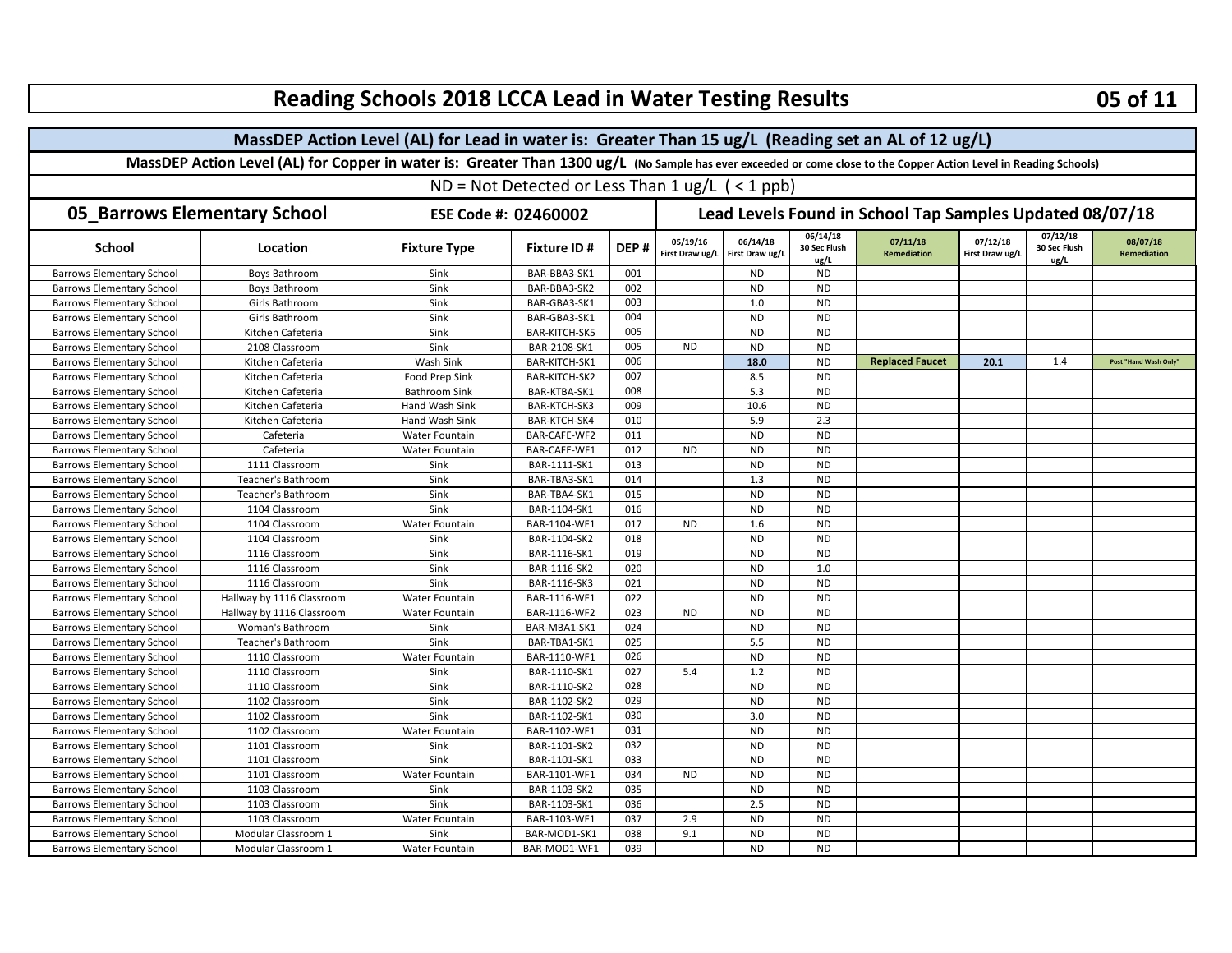# Reading Schools 2018 LCCA Lead in Water Testing Results

**MassDEP Action Level (AL) for Lead in water is: Greater Than 15 ug/L (Reading set an AL of 12 ug/L)**

**MassDEP Action Level (AL) for Copper in water is: Greater Than 1300 ug/L** (No Sample has ever exceeded or come close to the Copper Action Level in Reading Schools)

ND = Not Detected or Less Than 1 ug/L ( < 1 ppb)

## 05_Barrows Elementary School

**ESE Code #: 02460002**

**Lead Levels Found in School Tap Samples Updated 08/07/18**

| School | Location | Fixture Type | Fixture ID # | DEP # | 05/19/16 First Draw ug/L | 06/14/18 First Draw ug/L | 06/14/18 30 Sec Flush ug/L | 07/11/18 Remediation | 07/12/18 First Draw ug/L | 07/12/18 30 Sec Flush ug/L | 08/07/18 Remediation |
|---|---|---|---|---|---|---|---|---|---|---|---|
| Barrows Elementary School | Boys Bathroom | Sink | BAR-BBA3-SK1 | 001 | | ND | ND | | | | |
| Barrows Elementary School | Boys Bathroom | Sink | BAR-BBA3-SK2 | 002 | | ND | ND | | | | |
| Barrows Elementary School | Girls Bathroom | Sink | BAR-GBA3-SK1 | 003 | | 1.0 | ND | | | | |
| Barrows Elementary School | Girls Bathroom | Sink | BAR-GBA3-SK1 | 004 | | ND | ND | | | | |
| Barrows Elementary School | Kitchen Cafeteria | Sink | BAR-KITCH-SK5 | 005 | | ND | ND | | | | |
| Barrows Elementary School | 2108 Classroom | Sink | BAR-2108-SK1 | 005 | ND | ND | ND | | | | |
| Barrows Elementary School | Kitchen Cafeteria | Wash Sink | BAR-KITCH-SK1 | 006 | | **18.0** | ND | **Replaced Faucet** | **20.1** | 1.4 | Post "Hand Wash Only" |
| Barrows Elementary School | Kitchen Cafeteria | Food Prep Sink | BAR-KITCH-SK2 | 007 | | 8.5 | ND | | | | |
| Barrows Elementary School | Kitchen Cafeteria | Bathroom Sink | BAR-KTBA-SK1 | 008 | | 5.3 | ND | | | | |
| Barrows Elementary School | Kitchen Cafeteria | Hand Wash Sink | BAR-KTCH-SK3 | 009 | | 10.6 | ND | | | | |
| Barrows Elementary School | Kitchen Cafeteria | Hand Wash Sink | BAR-KTCH-SK4 | 010 | | 5.9 | 2.3 | | | | |
| Barrows Elementary School | Cafeteria | Water Fountain | BAR-CAFE-WF2 | 011 | | ND | ND | | | | |
| Barrows Elementary School | Cafeteria | Water Fountain | BAR-CAFE-WF1 | 012 | ND | ND | ND | | | | |
| Barrows Elementary School | 1111 Classroom | Sink | BAR-1111-SK1 | 013 | | ND | ND | | | | |
| Barrows Elementary School | Teacher's Bathroom | Sink | BAR-TBA3-SK1 | 014 | | 1.3 | ND | | | | |
| Barrows Elementary School | Teacher's Bathroom | Sink | BAR-TBA4-SK1 | 015 | | ND | ND | | | | |
| Barrows Elementary School | 1104 Classroom | Sink | BAR-1104-SK1 | 016 | | ND | ND | | | | |
| Barrows Elementary School | 1104 Classroom | Water Fountain | BAR-1104-WF1 | 017 | ND | 1.6 | ND | | | | |
| Barrows Elementary School | 1104 Classroom | Sink | BAR-1104-SK2 | 018 | | ND | ND | | | | |
| Barrows Elementary School | 1116 Classroom | Sink | BAR-1116-SK1 | 019 | | ND | ND | | | | |
| Barrows Elementary School | 1116 Classroom | Sink | BAR-1116-SK2 | 020 | | ND | 1.0 | | | | |
| Barrows Elementary School | 1116 Classroom | Sink | BAR-1116-SK3 | 021 | | ND | ND | | | | |
| Barrows Elementary School | Hallway by 1116 Classroom | Water Fountain | BAR-1116-WF1 | 022 | | ND | ND | | | | |
| Barrows Elementary School | Hallway by 1116 Classroom | Water Fountain | BAR-1116-WF2 | 023 | ND | ND | ND | | | | |
| Barrows Elementary School | Woman's Bathroom | Sink | BAR-MBA1-SK1 | 024 | | ND | ND | | | | |
| Barrows Elementary School | Teacher's Bathroom | Sink | BAR-TBA1-SK1 | 025 | | 5.5 | ND | | | | |
| Barrows Elementary School | 1110 Classroom | Water Fountain | BAR-1110-WF1 | 026 | | ND | ND | | | | |
| Barrows Elementary School | 1110 Classroom | Sink | BAR-1110-SK1 | 027 | 5.4 | 1.2 | ND | | | | |
| Barrows Elementary School | 1110 Classroom | Sink | BAR-1110-SK2 | 028 | | ND | ND | | | | |
| Barrows Elementary School | 1102 Classroom | Sink | BAR-1102-SK2 | 029 | | ND | ND | | | | |
| Barrows Elementary School | 1102 Classroom | Sink | BAR-1102-SK1 | 030 | | 3.0 | ND | | | | |
| Barrows Elementary School | 1102 Classroom | Water Fountain | BAR-1102-WF1 | 031 | | ND | ND | | | | |
| Barrows Elementary School | 1101 Classroom | Sink | BAR-1101-SK2 | 032 | | ND | ND | | | | |
| Barrows Elementary School | 1101 Classroom | Sink | BAR-1101-SK1 | 033 | | ND | ND | | | | |
| Barrows Elementary School | 1101 Classroom | Water Fountain | BAR-1101-WF1 | 034 | ND | ND | ND | | | | |
| Barrows Elementary School | 1103 Classroom | Sink | BAR-1103-SK2 | 035 | | ND | ND | | | | |
| Barrows Elementary School | 1103 Classroom | Sink | BAR-1103-SK1 | 036 | | 2.5 | ND | | | | |
| Barrows Elementary School | 1103 Classroom | Water Fountain | BAR-1103-WF1 | 037 | 2.9 | ND | ND | | | | |
| Barrows Elementary School | Modular Classroom 1 | Sink | BAR-MOD1-SK1 | 038 | 9.1 | ND | ND | | | | |
| Barrows Elementary School | Modular Classroom 1 | Water Fountain | BAR-MOD1-WF1 | 039 | | ND | ND | | | | |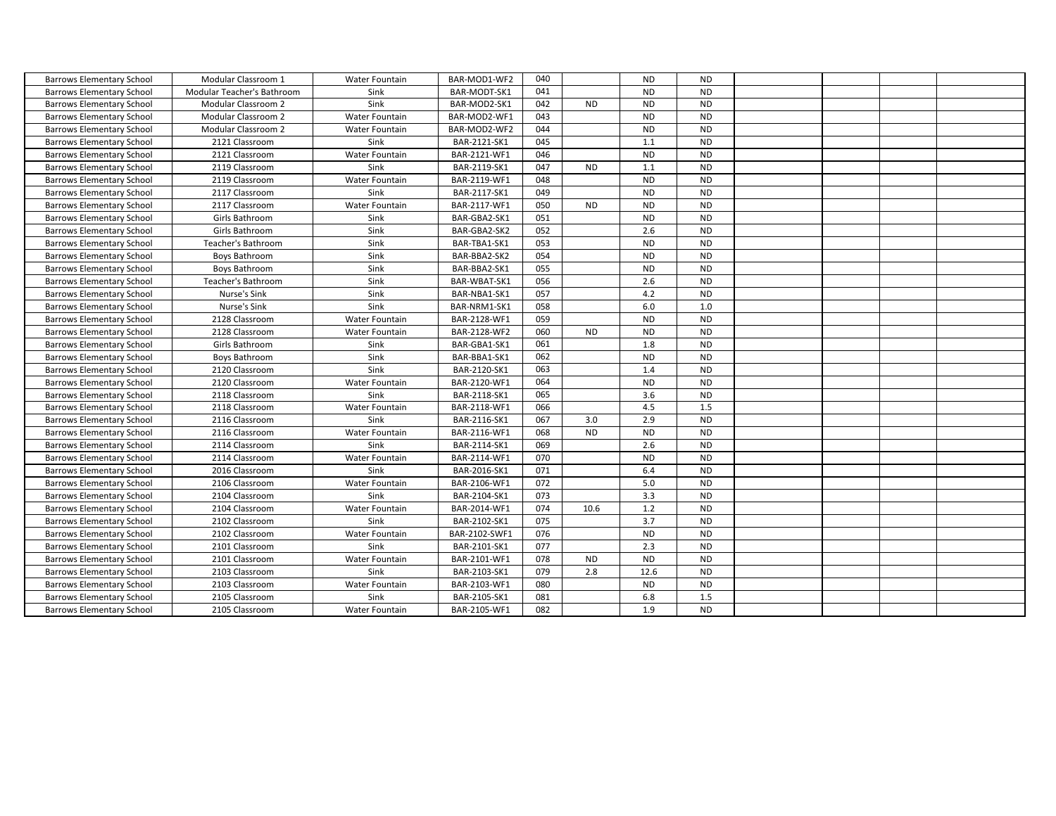| | | | | | | | | | | | |
|---|---|---|---|---|---|---|---|---|---|---|---|
| Barrows Elementary School | Modular Classroom 1 | Water Fountain | BAR-MOD1-WF2 | 040 | | ND | ND | | | | |
| Barrows Elementary School | Modular Teacher's Bathroom | Sink | BAR-MODT-SK1 | 041 | | ND | ND | | | | |
| Barrows Elementary School | Modular Classroom 2 | Sink | BAR-MOD2-SK1 | 042 | ND | ND | ND | | | | |
| Barrows Elementary School | Modular Classroom 2 | Water Fountain | BAR-MOD2-WF1 | 043 | | ND | ND | | | | |
| Barrows Elementary School | Modular Classroom 2 | Water Fountain | BAR-MOD2-WF2 | 044 | | ND | ND | | | | |
| Barrows Elementary School | 2121 Classroom | Sink | BAR-2121-SK1 | 045 | | 1.1 | ND | | | | |
| Barrows Elementary School | 2121 Classroom | Water Fountain | BAR-2121-WF1 | 046 | | ND | ND | | | | |
| Barrows Elementary School | 2119 Classroom | Sink | BAR-2119-SK1 | 047 | ND | 1.1 | ND | | | | |
| Barrows Elementary School | 2119 Classroom | Water Fountain | BAR-2119-WF1 | 048 | | ND | ND | | | | |
| Barrows Elementary School | 2117 Classroom | Sink | BAR-2117-SK1 | 049 | | ND | ND | | | | |
| Barrows Elementary School | 2117 Classroom | Water Fountain | BAR-2117-WF1 | 050 | ND | ND | ND | | | | |
| Barrows Elementary School | Girls Bathroom | Sink | BAR-GBA2-SK1 | 051 | | ND | ND | | | | |
| Barrows Elementary School | Girls Bathroom | Sink | BAR-GBA2-SK2 | 052 | | 2.6 | ND | | | | |
| Barrows Elementary School | Teacher's Bathroom | Sink | BAR-TBA1-SK1 | 053 | | ND | ND | | | | |
| Barrows Elementary School | Boys Bathroom | Sink | BAR-BBA2-SK2 | 054 | | ND | ND | | | | |
| Barrows Elementary School | Boys Bathroom | Sink | BAR-BBA2-SK1 | 055 | | ND | ND | | | | |
| Barrows Elementary School | Teacher's Bathroom | Sink | BAR-WBAT-SK1 | 056 | | 2.6 | ND | | | | |
| Barrows Elementary School | Nurse's Sink | Sink | BAR-NBA1-SK1 | 057 | | 4.2 | ND | | | | |
| Barrows Elementary School | Nurse's Sink | Sink | BAR-NRM1-SK1 | 058 | | 6.0 | 1.0 | | | | |
| Barrows Elementary School | 2128 Classroom | Water Fountain | BAR-2128-WF1 | 059 | | ND | ND | | | | |
| Barrows Elementary School | 2128 Classroom | Water Fountain | BAR-2128-WF2 | 060 | ND | ND | ND | | | | |
| Barrows Elementary School | Girls Bathroom | Sink | BAR-GBA1-SK1 | 061 | | 1.8 | ND | | | | |
| Barrows Elementary School | Boys Bathroom | Sink | BAR-BBA1-SK1 | 062 | | ND | ND | | | | |
| Barrows Elementary School | 2120 Classroom | Sink | BAR-2120-SK1 | 063 | | 1.4 | ND | | | | |
| Barrows Elementary School | 2120 Classroom | Water Fountain | BAR-2120-WF1 | 064 | | ND | ND | | | | |
| Barrows Elementary School | 2118 Classroom | Sink | BAR-2118-SK1 | 065 | | 3.6 | ND | | | | |
| Barrows Elementary School | 2118 Classroom | Water Fountain | BAR-2118-WF1 | 066 | | 4.5 | 1.5 | | | | |
| Barrows Elementary School | 2116 Classroom | Sink | BAR-2116-SK1 | 067 | 3.0 | 2.9 | ND | | | | |
| Barrows Elementary School | 2116 Classroom | Water Fountain | BAR-2116-WF1 | 068 | ND | ND | ND | | | | |
| Barrows Elementary School | 2114 Classroom | Sink | BAR-2114-SK1 | 069 | | 2.6 | ND | | | | |
| Barrows Elementary School | 2114 Classroom | Water Fountain | BAR-2114-WF1 | 070 | | ND | ND | | | | |
| Barrows Elementary School | 2016 Classroom | Sink | BAR-2016-SK1 | 071 | | 6.4 | ND | | | | |
| Barrows Elementary School | 2106 Classroom | Water Fountain | BAR-2106-WF1 | 072 | | 5.0 | ND | | | | |
| Barrows Elementary School | 2104 Classroom | Sink | BAR-2104-SK1 | 073 | | 3.3 | ND | | | | |
| Barrows Elementary School | 2104 Classroom | Water Fountain | BAR-2014-WF1 | 074 | 10.6 | 1.2 | ND | | | | |
| Barrows Elementary School | 2102 Classroom | Sink | BAR-2102-SK1 | 075 | | 3.7 | ND | | | | |
| Barrows Elementary School | 2102 Classroom | Water Fountain | BAR-2102-SWF1 | 076 | | ND | ND | | | | |
| Barrows Elementary School | 2101 Classroom | Sink | BAR-2101-SK1 | 077 | | 2.3 | ND | | | | |
| Barrows Elementary School | 2101 Classroom | Water Fountain | BAR-2101-WF1 | 078 | ND | ND | ND | | | | |
| Barrows Elementary School | 2103 Classroom | Sink | BAR-2103-SK1 | 079 | 2.8 | 12.6 | ND | | | | |
| Barrows Elementary School | 2103 Classroom | Water Fountain | BAR-2103-WF1 | 080 | | ND | ND | | | | |
| Barrows Elementary School | 2105 Classroom | Sink | BAR-2105-SK1 | 081 | | 6.8 | 1.5 | | | | |
| Barrows Elementary School | 2105 Classroom | Water Fountain | BAR-2105-WF1 | 082 | | 1.9 | ND | | | | |